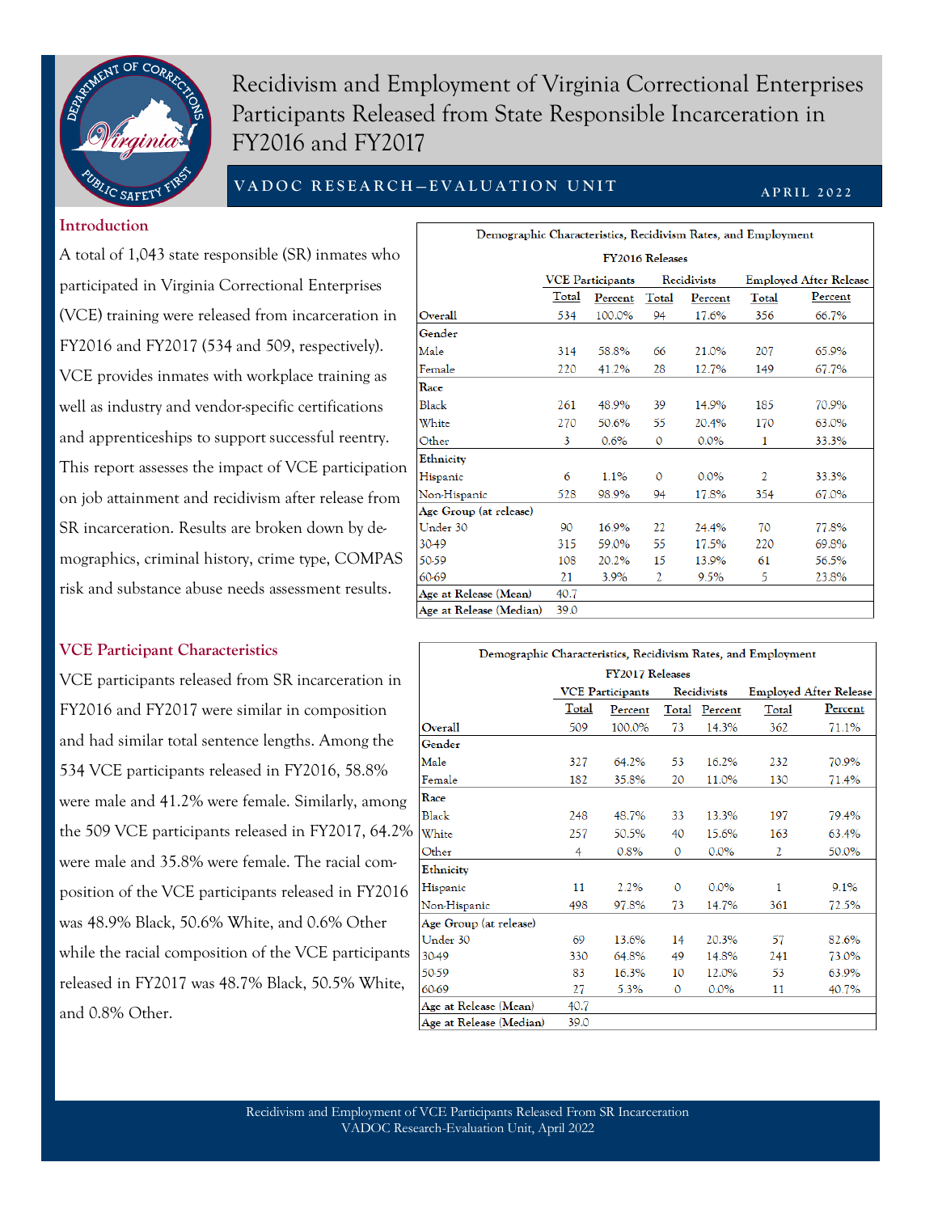# Recidivism and Employment of Virginia Correctional Enterprises Participants Released from State Responsible Incarceration in FY2016 and FY2017

**VADOC RESEARCH—EVALUATION UNIT** | **APRIL 2022**

## Introduction

A total of 1,043 state responsible (SR) inmates who participated in Virginia Correctional Enterprises (VCE) training were released from incarceration in FY2016 and FY2017 (534 and 509, respectively). VCE provides inmates with workplace training as well as industry and vendor-specific certifications and apprenticeships to support successful reentry. This report assesses the impact of VCE participation on job attainment and recidivism after release from SR incarceration. Results are broken down by demographics, criminal history, crime type, COMPAS risk and substance abuse needs assessment results.

## VCE Participant Characteristics

VCE participants released from SR incarceration in FY2016 and FY2017 were similar in composition and had similar total sentence lengths. Among the 534 VCE participants released in FY2016, 58.8% were male and 41.2% were female. Similarly, among the 509 VCE participants released in FY2017, 64.2% were male and 35.8% were female. The racial composition of the VCE participants released in FY2016 was 48.9% Black, 50.6% White, and 0.6% Other while the racial composition of the VCE participants released in FY2017 was 48.7% Black, 50.5% White, and 0.8% Other.

**Demographic Characteristics, Recidivism Rates, and Employment — FY2016 Releases**

| | VCE Participants | | Recidivists | | Employed After Release | |
|---|---|---|---|---|---|---|
| | Total | Percent | Total | Percent | Total | Percent |
| **Overall** | 534 | 100.0% | 94 | 17.6% | 356 | 66.7% |
| **Gender** | | | | | | |
| Male | 314 | 58.8% | 66 | 21.0% | 207 | 65.9% |
| Female | 220 | 41.2% | 28 | 12.7% | 149 | 67.7% |
| **Race** | | | | | | |
| Black | 261 | 48.9% | 39 | 14.9% | 185 | 70.9% |
| White | 270 | 50.6% | 55 | 20.4% | 170 | 63.0% |
| Other | 3 | 0.6% | 0 | 0.0% | 1 | 33.3% |
| **Ethnicity** | | | | | | |
| Hispanic | 6 | 1.1% | 0 | 0.0% | 2 | 33.3% |
| Non-Hispanic | 528 | 98.9% | 94 | 17.8% | 354 | 67.0% |
| **Age Group (at release)** | | | | | | |
| Under 30 | 90 | 16.9% | 22 | 24.4% | 70 | 77.8% |
| 30-49 | 315 | 59.0% | 55 | 17.5% | 220 | 69.8% |
| 50-59 | 108 | 20.2% | 15 | 13.9% | 61 | 56.5% |
| 60-69 | 21 | 3.9% | 2 | 9.5% | 5 | 23.8% |
| **Age at Release (Mean)** | 40.7 | | | | | |
| **Age at Release (Median)** | 39.0 | | | | | |

**Demographic Characteristics, Recidivism Rates, and Employment — FY2017 Releases**

| | VCE Participants | | Recidivists | | Employed After Release | |
|---|---|---|---|---|---|---|
| | Total | Percent | Total | Percent | Total | Percent |
| **Overall** | 509 | 100.0% | 73 | 14.3% | 362 | 71.1% |
| **Gender** | | | | | | |
| Male | 327 | 64.2% | 53 | 16.2% | 232 | 70.9% |
| Female | 182 | 35.8% | 20 | 11.0% | 130 | 71.4% |
| **Race** | | | | | | |
| Black | 248 | 48.7% | 33 | 13.3% | 197 | 79.4% |
| White | 257 | 50.5% | 40 | 15.6% | 163 | 63.4% |
| Other | 4 | 0.8% | 0 | 0.0% | 2 | 50.0% |
| **Ethnicity** | | | | | | |
| Hispanic | 11 | 2.2% | 0 | 0.0% | 1 | 9.1% |
| Non-Hispanic | 498 | 97.8% | 73 | 14.7% | 361 | 72.5% |
| **Age Group (at release)** | | | | | | |
| Under 30 | 69 | 13.6% | 14 | 20.3% | 57 | 82.6% |
| 30-49 | 330 | 64.8% | 49 | 14.8% | 241 | 73.0% |
| 50-59 | 83 | 16.3% | 10 | 12.0% | 53 | 63.9% |
| 60-69 | 27 | 5.3% | 0 | 0.0% | 11 | 40.7% |
| **Age at Release (Mean)** | 40.7 | | | | | |
| **Age at Release (Median)** | 39.0 | | | | | |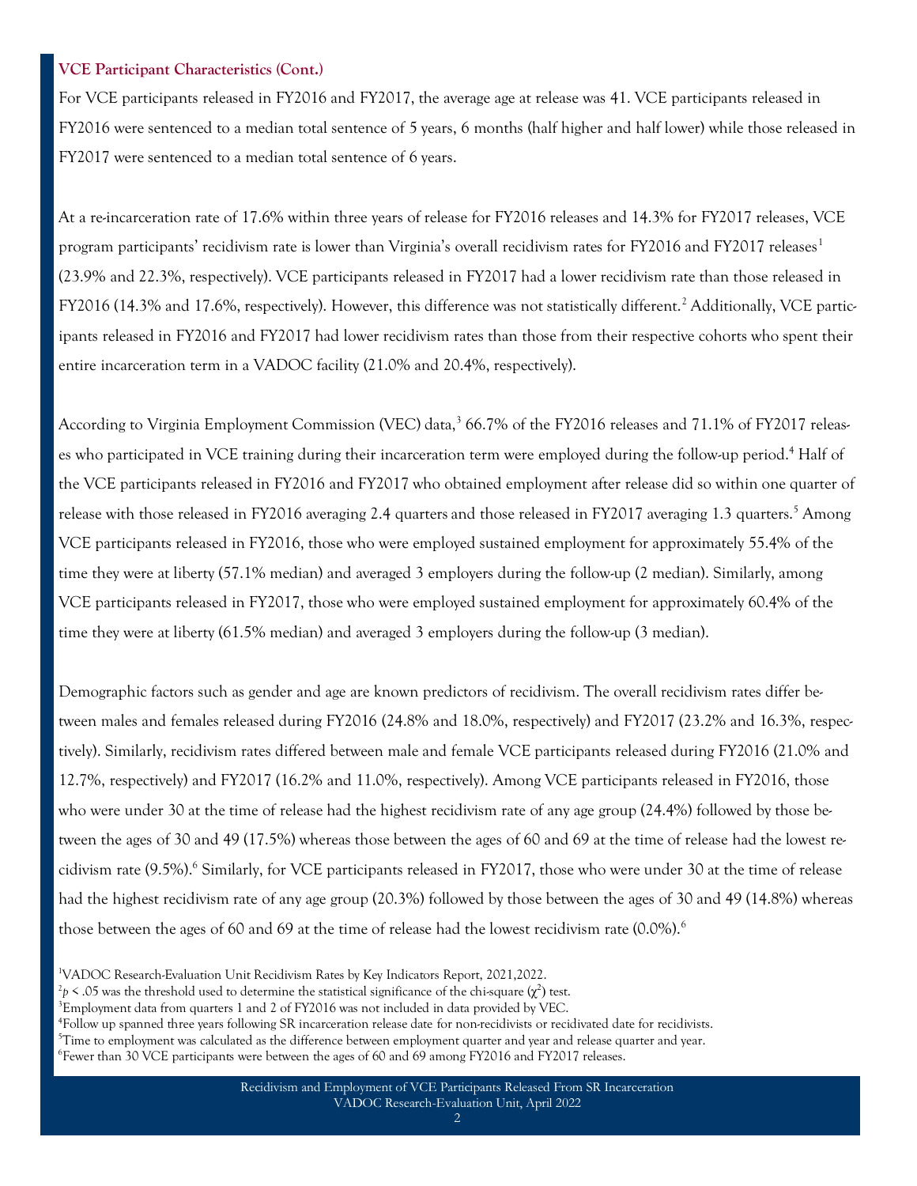### VCE Participant Characteristics (Cont.)

For VCE participants released in FY2016 and FY2017, the average age at release was 41. VCE participants released in FY2016 were sentenced to a median total sentence of 5 years, 6 months (half higher and half lower) while those released in FY2017 were sentenced to a median total sentence of 6 years.

At a re-incarceration rate of 17.6% within three years of release for FY2016 releases and 14.3% for FY2017 releases, VCE program participants' recidivism rate is lower than Virginia's overall recidivism rates for FY2016 and FY2017 releases[1] (23.9% and 22.3%, respectively). VCE participants released in FY2017 had a lower recidivism rate than those released in FY2016 (14.3% and 17.6%, respectively). However, this difference was not statistically different.[2] Additionally, VCE participants released in FY2016 and FY2017 had lower recidivism rates than those from their respective cohorts who spent their entire incarceration term in a VADOC facility (21.0% and 20.4%, respectively).

According to Virginia Employment Commission (VEC) data,[3] 66.7% of the FY2016 releases and 71.1% of FY2017 releases who participated in VCE training during their incarceration term were employed during the follow-up period.[4] Half of the VCE participants released in FY2016 and FY2017 who obtained employment after release did so within one quarter of release with those released in FY2016 averaging 2.4 quarters and those released in FY2017 averaging 1.3 quarters.[5] Among VCE participants released in FY2016, those who were employed sustained employment for approximately 55.4% of the time they were at liberty (57.1% median) and averaged 3 employers during the follow-up (2 median). Similarly, among VCE participants released in FY2017, those who were employed sustained employment for approximately 60.4% of the time they were at liberty (61.5% median) and averaged 3 employers during the follow-up (3 median).

Demographic factors such as gender and age are known predictors of recidivism. The overall recidivism rates differ between males and females released during FY2016 (24.8% and 18.0%, respectively) and FY2017 (23.2% and 16.3%, respectively). Similarly, recidivism rates differed between male and female VCE participants released during FY2016 (21.0% and 12.7%, respectively) and FY2017 (16.2% and 11.0%, respectively). Among VCE participants released in FY2016, those who were under 30 at the time of release had the highest recidivism rate of any age group (24.4%) followed by those between the ages of 30 and 49 (17.5%) whereas those between the ages of 60 and 69 at the time of release had the lowest recidivism rate (9.5%).[6] Similarly, for VCE participants released in FY2017, those who were under 30 at the time of release had the highest recidivism rate of any age group (20.3%) followed by those between the ages of 30 and 49 (14.8%) whereas those between the ages of 60 and 69 at the time of release had the lowest recidivism rate (0.0%).[6]

[1] VADOC Research-Evaluation Unit Recidivism Rates by Key Indicators Report, 2021,2022.

[2] $p < .05$ was the threshold used to determine the statistical significance of the chi-square ($\chi^2$) test.

[3] Employment data from quarters 1 and 2 of FY2016 was not included in data provided by VEC.

[4] Follow up spanned three years following SR incarceration release date for non-recidivists or recidivated date for recidivists.

[5] Time to employment was calculated as the difference between employment quarter and year and release quarter and year.

[6] Fewer than 30 VCE participants were between the ages of 60 and 69 among FY2016 and FY2017 releases.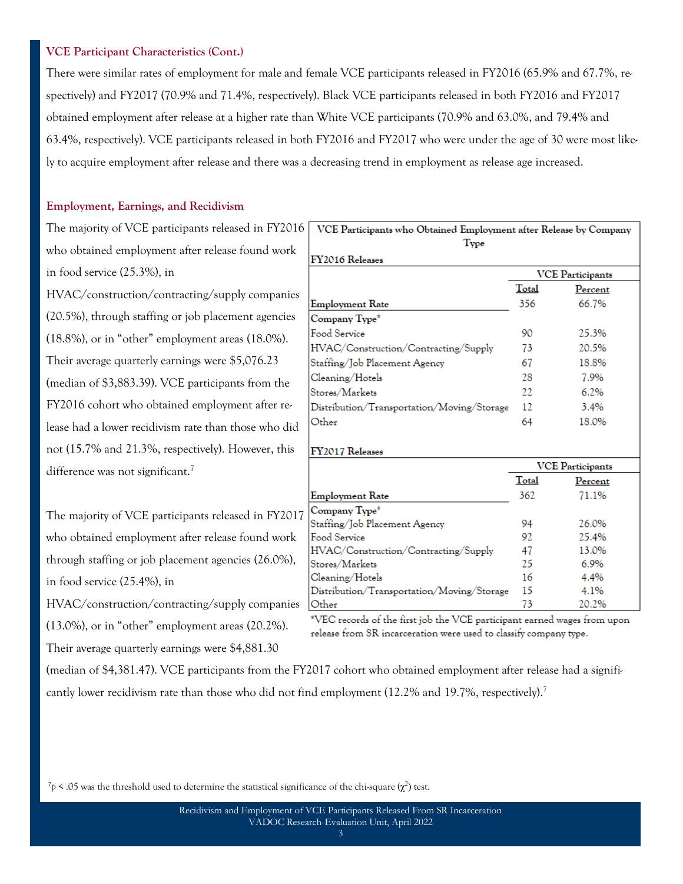### VCE Participant Characteristics (Cont.)

There were similar rates of employment for male and female VCE participants released in FY2016 (65.9% and 67.7%, respectively) and FY2017 (70.9% and 71.4%, respectively). Black VCE participants released in both FY2016 and FY2017 obtained employment after release at a higher rate than White VCE participants (70.9% and 63.0%, and 79.4% and 63.4%, respectively). VCE participants released in both FY2016 and FY2017 who were under the age of 30 were most likely to acquire employment after release and there was a decreasing trend in employment as release age increased.

### Employment, Earnings, and Recidivism

The majority of VCE participants released in FY2016 who obtained employment after release found work in food service (25.3%), in HVAC/construction/contracting/supply companies (20.5%), through staffing or job placement agencies (18.8%), or in "other" employment areas (18.0%). Their average quarterly earnings were $5,076.23 (median of $3,883.39). VCE participants from the FY2016 cohort who obtained employment after release had a lower recidivism rate than those who did not (15.7% and 21.3%, respectively). However, this difference was not significant.[7]

The majority of VCE participants released in FY2017 who obtained employment after release found work through staffing or job placement agencies (26.0%), in food service (25.4%), in HVAC/construction/contracting/supply companies (13.0%), or in "other" employment areas (20.2%). Their average quarterly earnings were $4,881.30 (median of $4,381.47). VCE participants from the FY2017 cohort who obtained employment after release had a significantly lower recidivism rate than those who did not find employment (12.2% and 19.7%, respectively).[7]

**VCE Participants who Obtained Employment after Release by Company Type**

**FY2016 Releases**

| | VCE Participants | |
|---|---|---|
| | Total | Percent |
| **Employment Rate** | 356 | 66.7% |
| **Company Type*** | | |
| Food Service | 90 | 25.3% |
| HVAC/Construction/Contracting/Supply | 73 | 20.5% |
| Staffing/Job Placement Agency | 67 | 18.8% |
| Cleaning/Hotels | 28 | 7.9% |
| Stores/Markets | 22 | 6.2% |
| Distribution/Transportation/Moving/Storage | 12 | 3.4% |
| Other | 64 | 18.0% |

**FY2017 Releases**

| | VCE Participants | |
|---|---|---|
| | Total | Percent |
| **Employment Rate** | 362 | 71.1% |
| **Company Type*** | | |
| Staffing/Job Placement Agency | 94 | 26.0% |
| Food Service | 92 | 25.4% |
| HVAC/Construction/Contracting/Supply | 47 | 13.0% |
| Stores/Markets | 25 | 6.9% |
| Cleaning/Hotels | 16 | 4.4% |
| Distribution/Transportation/Moving/Storage | 15 | 4.1% |
| Other | 73 | 20.2% |

*VEC records of the first job the VCE participant earned wages from upon release from SR incarceration were used to classify company type.

[7] $p < .05$ was the threshold used to determine the statistical significance of the chi-square ($\chi^2$) test.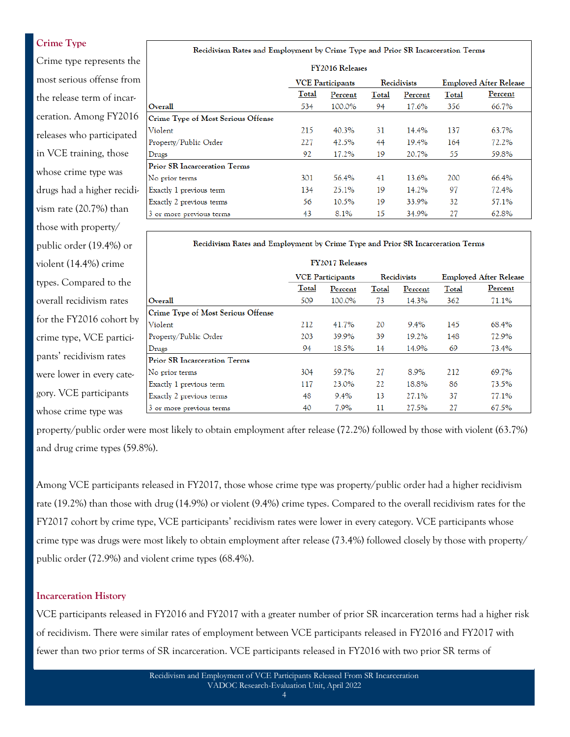## Crime Type

Crime type represents the most serious offense from the release term of incarceration. Among FY2016 releases who participated in VCE training, those whose crime type was drugs had a higher recidivism rate (20.7%) than those with property/public order (19.4%) or violent (14.4%) crime types. Compared to the overall recidivism rates for the FY2016 cohort by crime type, VCE participants' recidivism rates were lower in every category. VCE participants whose crime type was property/public order were most likely to obtain employment after release (72.2%) followed by those with violent (63.7%) and drug crime types (59.8%).

**Recidivism Rates and Employment by Crime Type and Prior SR Incarceration Terms**

**FY2016 Releases**

| | VCE Participants | | Recidivists | | Employed After Release | |
|---|---|---|---|---|---|---|
| | Total | Percent | Total | Percent | Total | Percent |
| **Overall** | 534 | 100.0% | 94 | 17.6% | 356 | 66.7% |
| **Crime Type of Most Serious Offense** | | | | | | |
| Violent | 215 | 40.3% | 31 | 14.4% | 137 | 63.7% |
| Property/Public Order | 227 | 42.5% | 44 | 19.4% | 164 | 72.2% |
| Drugs | 92 | 17.2% | 19 | 20.7% | 55 | 59.8% |
| **Prior SR Incarceration Terms** | | | | | | |
| No prior terms | 301 | 56.4% | 41 | 13.6% | 200 | 66.4% |
| Exactly 1 previous term | 134 | 25.1% | 19 | 14.2% | 97 | 72.4% |
| Exactly 2 previous terms | 56 | 10.5% | 19 | 33.9% | 32 | 57.1% |
| 3 or more previous terms | 43 | 8.1% | 15 | 34.9% | 27 | 62.8% |

**Recidivism Rates and Employment by Crime Type and Prior SR Incarceration Terms**

**FY2017 Releases**

| | VCE Participants | | Recidivists | | Employed After Release | |
|---|---|---|---|---|---|---|
| | Total | Percent | Total | Percent | Total | Percent |
| **Overall** | 509 | 100.0% | 73 | 14.3% | 362 | 71.1% |
| **Crime Type of Most Serious Offense** | | | | | | |
| Violent | 212 | 41.7% | 20 | 9.4% | 145 | 68.4% |
| Property/Public Order | 203 | 39.9% | 39 | 19.2% | 148 | 72.9% |
| Drugs | 94 | 18.5% | 14 | 14.9% | 69 | 73.4% |
| **Prior SR Incarceration Terms** | | | | | | |
| No prior terms | 304 | 59.7% | 27 | 8.9% | 212 | 69.7% |
| Exactly 1 previous term | 117 | 23.0% | 22 | 18.8% | 86 | 73.5% |
| Exactly 2 previous terms | 48 | 9.4% | 13 | 27.1% | 37 | 77.1% |
| 3 or more previous terms | 40 | 7.9% | 11 | 27.5% | 27 | 67.5% |

Among VCE participants released in FY2017, those whose crime type was property/public order had a higher recidivism rate (19.2%) than those with drug (14.9%) or violent (9.4%) crime types. Compared to the overall recidivism rates for the FY2017 cohort by crime type, VCE participants' recidivism rates were lower in every category. VCE participants whose crime type was drugs were most likely to obtain employment after release (73.4%) followed closely by those with property/public order (72.9%) and violent crime types (68.4%).

## Incarceration History

VCE participants released in FY2016 and FY2017 with a greater number of prior SR incarceration terms had a higher risk of recidivism. There were similar rates of employment between VCE participants released in FY2016 and FY2017 with fewer than two prior terms of SR incarceration. VCE participants released in FY2016 with two prior SR terms of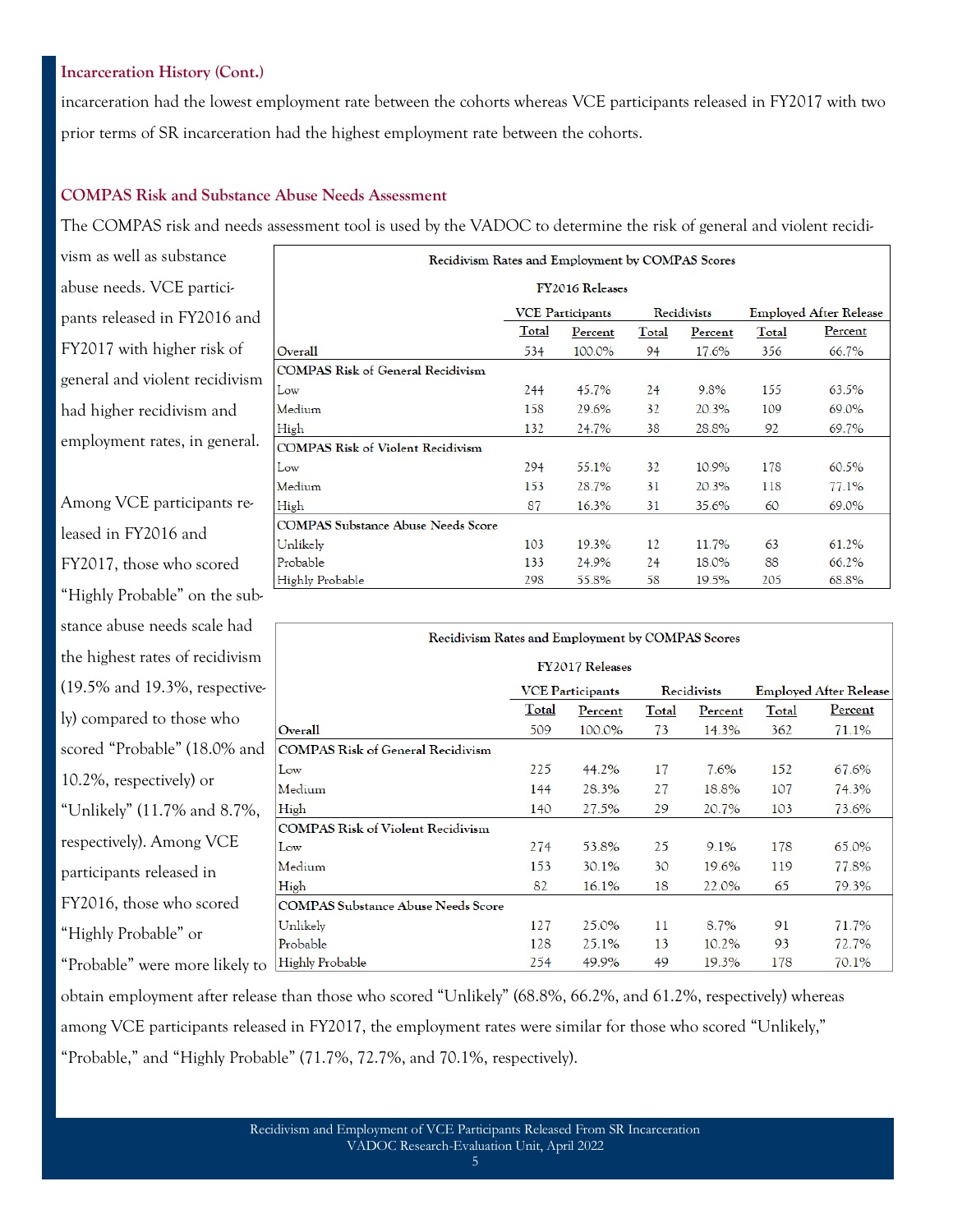## Incarceration History (Cont.)

incarceration had the lowest employment rate between the cohorts whereas VCE participants released in FY2017 with two prior terms of SR incarceration had the highest employment rate between the cohorts.

## COMPAS Risk and Substance Abuse Needs Assessment

The COMPAS risk and needs assessment tool is used by the VADOC to determine the risk of general and violent recidivism as well as substance abuse needs. VCE participants released in FY2016 and FY2017 with higher risk of general and violent recidivism had higher recidivism and employment rates, in general.

**Recidivism Rates and Employment by COMPAS Scores**

**FY2016 Releases**

| | VCE Participants | | Recidivists | | Employed After Release | |
|---|---|---|---|---|---|---|
| | Total | Percent | Total | Percent | Total | Percent |
| Overall | 534 | 100.0% | 94 | 17.6% | 356 | 66.7% |
| **COMPAS Risk of General Recidivism** | | | | | | |
| Low | 244 | 45.7% | 24 | 9.8% | 155 | 63.5% |
| Medium | 158 | 29.6% | 32 | 20.3% | 109 | 69.0% |
| High | 132 | 24.7% | 38 | 28.8% | 92 | 69.7% |
| **COMPAS Risk of Violent Recidivism** | | | | | | |
| Low | 294 | 55.1% | 32 | 10.9% | 178 | 60.5% |
| Medium | 153 | 28.7% | 31 | 20.3% | 118 | 77.1% |
| High | 87 | 16.3% | 31 | 35.6% | 60 | 69.0% |
| **COMPAS Substance Abuse Needs Score** | | | | | | |
| Unlikely | 103 | 19.3% | 12 | 11.7% | 63 | 61.2% |
| Probable | 133 | 24.9% | 24 | 18.0% | 88 | 66.2% |
| Highly Probable | 298 | 55.8% | 58 | 19.5% | 205 | 68.8% |

**Recidivism Rates and Employment by COMPAS Scores**

**FY2017 Releases**

| | VCE Participants | | Recidivists | | Employed After Release | |
|---|---|---|---|---|---|---|
| | Total | Percent | Total | Percent | Total | Percent |
| Overall | 509 | 100.0% | 73 | 14.3% | 362 | 71.1% |
| **COMPAS Risk of General Recidivism** | | | | | | |
| Low | 225 | 44.2% | 17 | 7.6% | 152 | 67.6% |
| Medium | 144 | 28.3% | 27 | 18.8% | 107 | 74.3% |
| High | 140 | 27.5% | 29 | 20.7% | 103 | 73.6% |
| **COMPAS Risk of Violent Recidivism** | | | | | | |
| Low | 274 | 53.8% | 25 | 9.1% | 178 | 65.0% |
| Medium | 153 | 30.1% | 30 | 19.6% | 119 | 77.8% |
| High | 82 | 16.1% | 18 | 22.0% | 65 | 79.3% |
| **COMPAS Substance Abuse Needs Score** | | | | | | |
| Unlikely | 127 | 25.0% | 11 | 8.7% | 91 | 71.7% |
| Probable | 128 | 25.1% | 13 | 10.2% | 93 | 72.7% |
| Highly Probable | 254 | 49.9% | 49 | 19.3% | 178 | 70.1% |

Among VCE participants released in FY2016 and FY2017, those who scored "Highly Probable" on the substance abuse needs scale had the highest rates of recidivism (19.5% and 19.3%, respectively) compared to those who scored "Probable" (18.0% and 10.2%, respectively) or "Unlikely" (11.7% and 8.7%, respectively). Among VCE participants released in FY2016, those who scored "Highly Probable" or "Probable" were more likely to obtain employment after release than those who scored "Unlikely" (68.8%, 66.2%, and 61.2%, respectively) whereas among VCE participants released in FY2017, the employment rates were similar for those who scored "Unlikely," "Probable," and "Highly Probable" (71.7%, 72.7%, and 70.1%, respectively).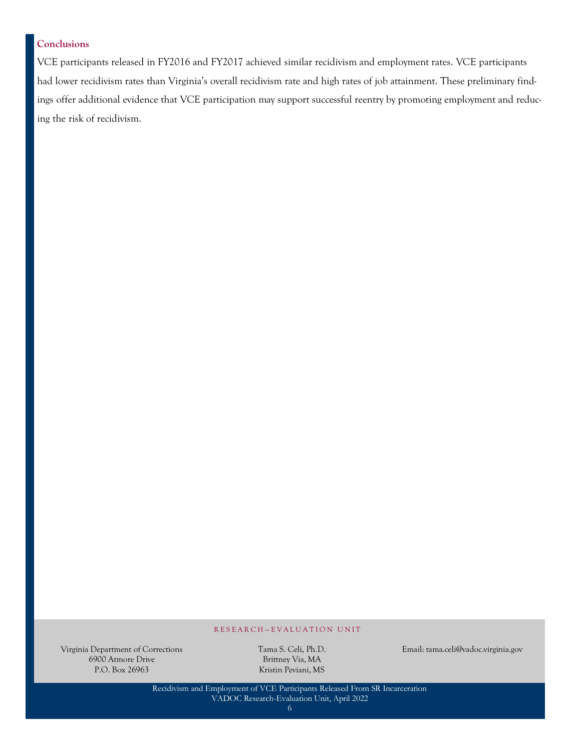## Conclusions

VCE participants released in FY2016 and FY2017 achieved similar recidivism and employment rates. VCE participants had lower recidivism rates than Virginia's overall recidivism rate and high rates of job attainment. These preliminary findings offer additional evidence that VCE participation may support successful reentry by promoting employment and reducing the risk of recidivism.

RESEARCH—EVALUATION UNIT

Virginia Department of Corrections
6900 Atmore Drive
P.O. Box 26963

Tama S. Celi, Ph.D.
Brittney Via, MA
Kristin Peviani, MS

Email: tama.celi@vadoc.virginia.gov